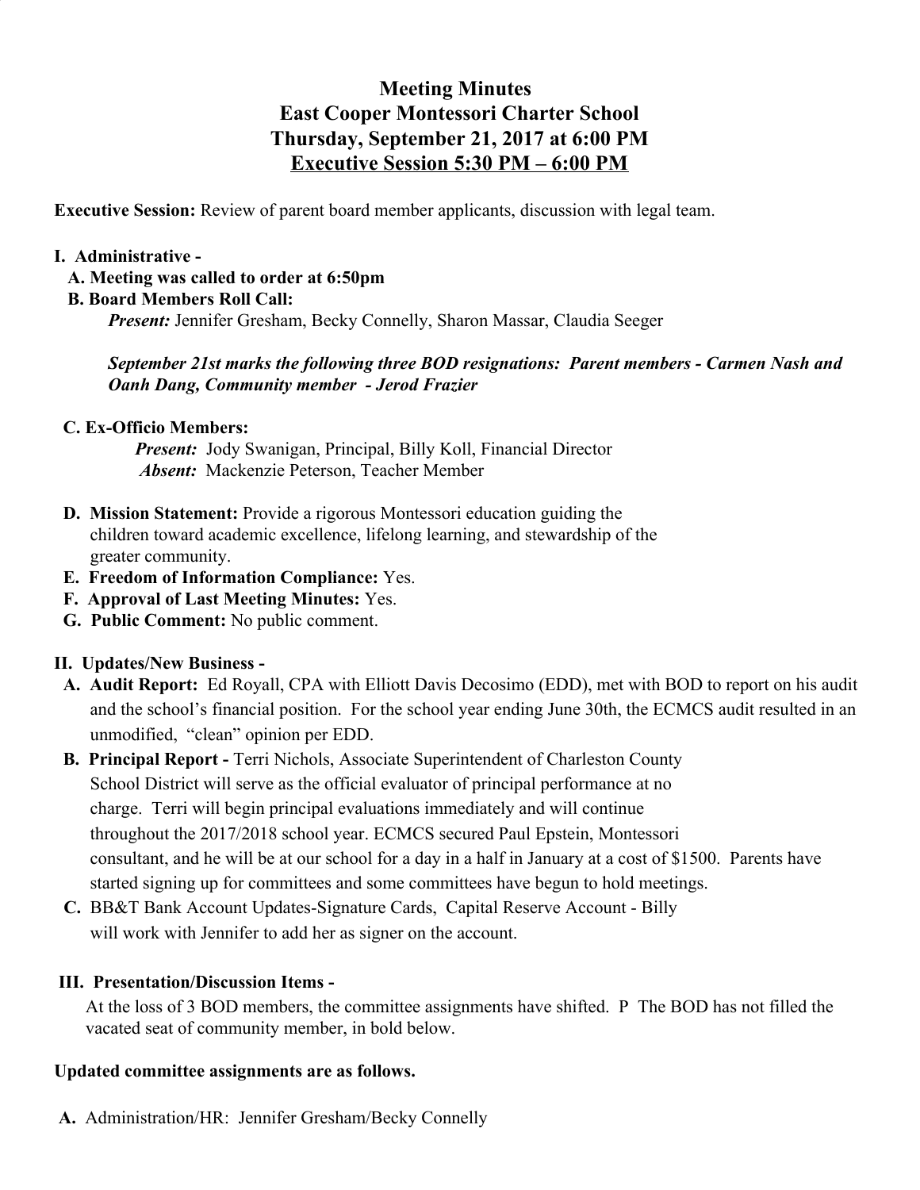# Meeting Minutes
# East Cooper Montessori Charter School
# Thursday, September 21, 2017 at 6:00 PM
# <u>Executive Session 5:30 PM – 6:00 PM</u>

**Executive Session:** Review of parent board member applicants, discussion with legal team.

**I. Administrative -**

**A. Meeting was called to order at 6:50pm**

**B. Board Members Roll Call:**

***Present:*** Jennifer Gresham, Becky Connelly, Sharon Massar, Claudia Seeger

***September 21st marks the following three BOD resignations: Parent members - Carmen Nash and Oanh Dang, Community member - Jerod Frazier***

**C. Ex-Officio Members:**

***Present:*** Jody Swanigan, Principal, Billy Koll, Financial Director

***Absent:*** Mackenzie Peterson, Teacher Member

**D. Mission Statement:** Provide a rigorous Montessori education guiding the children toward academic excellence, lifelong learning, and stewardship of the greater community.

**E. Freedom of Information Compliance:** Yes.

**F. Approval of Last Meeting Minutes:** Yes.

**G. Public Comment:** No public comment.

**II. Updates/New Business -**

**A. Audit Report:** Ed Royall, CPA with Elliott Davis Decosimo (EDD), met with BOD to report on his audit and the school's financial position. For the school year ending June 30th, the ECMCS audit resulted in an unmodified, "clean" opinion per EDD.

**B. Principal Report -** Terri Nichols, Associate Superintendent of Charleston County School District will serve as the official evaluator of principal performance at no charge. Terri will begin principal evaluations immediately and will continue throughout the 2017/2018 school year. ECMCS secured Paul Epstein, Montessori consultant, and he will be at our school for a day in a half in January at a cost of $1500. Parents have started signing up for committees and some committees have begun to hold meetings.

**C.** BB&T Bank Account Updates-Signature Cards, Capital Reserve Account - Billy will work with Jennifer to add her as signer on the account.

**III. Presentation/Discussion Items -**

At the loss of 3 BOD members, the committee assignments have shifted. P The BOD has not filled the vacated seat of community member, in bold below.

**Updated committee assignments are as follows.**

**A.** Administration/HR: Jennifer Gresham/Becky Connelly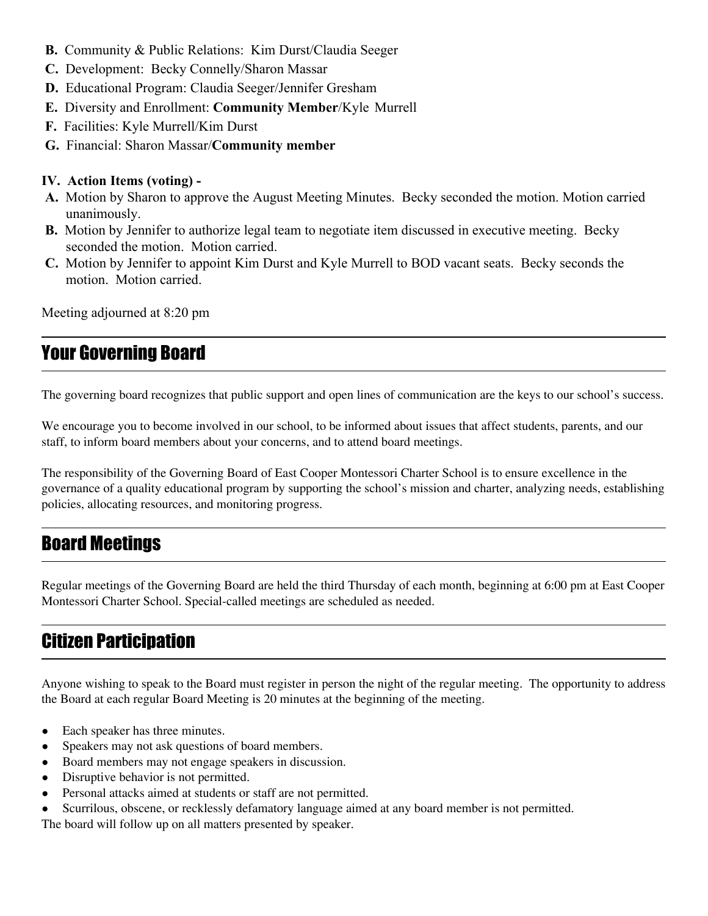**B.** Community & Public Relations: Kim Durst/Claudia Seeger
**C.** Development: Becky Connelly/Sharon Massar
**D.** Educational Program: Claudia Seeger/Jennifer Gresham
**E.** Diversity and Enrollment: **Community Member**/Kyle Murrell
**F.** Facilities: Kyle Murrell/Kim Durst
**G.** Financial: Sharon Massar/**Community member**

**IV. Action Items (voting) -**

**A.** Motion by Sharon to approve the August Meeting Minutes. Becky seconded the motion. Motion carried unanimously.
**B.** Motion by Jennifer to authorize legal team to negotiate item discussed in executive meeting. Becky seconded the motion. Motion carried.
**C.** Motion by Jennifer to appoint Kim Durst and Kyle Murrell to BOD vacant seats. Becky seconds the motion. Motion carried.

Meeting adjourned at 8:20 pm

## Your Governing Board

The governing board recognizes that public support and open lines of communication are the keys to our school's success.

We encourage you to become involved in our school, to be informed about issues that affect students, parents, and our staff, to inform board members about your concerns, and to attend board meetings.

The responsibility of the Governing Board of East Cooper Montessori Charter School is to ensure excellence in the governance of a quality educational program by supporting the school's mission and charter, analyzing needs, establishing policies, allocating resources, and monitoring progress.

## Board Meetings

Regular meetings of the Governing Board are held the third Thursday of each month, beginning at 6:00 pm at East Cooper Montessori Charter School. Special-called meetings are scheduled as needed.

## Citizen Participation

Anyone wishing to speak to the Board must register in person the night of the regular meeting. The opportunity to address the Board at each regular Board Meeting is 20 minutes at the beginning of the meeting.

- Each speaker has three minutes.
- Speakers may not ask questions of board members.
- Board members may not engage speakers in discussion.
- Disruptive behavior is not permitted.
- Personal attacks aimed at students or staff are not permitted.
- Scurrilous, obscene, or recklessly defamatory language aimed at any board member is not permitted.

The board will follow up on all matters presented by speaker.